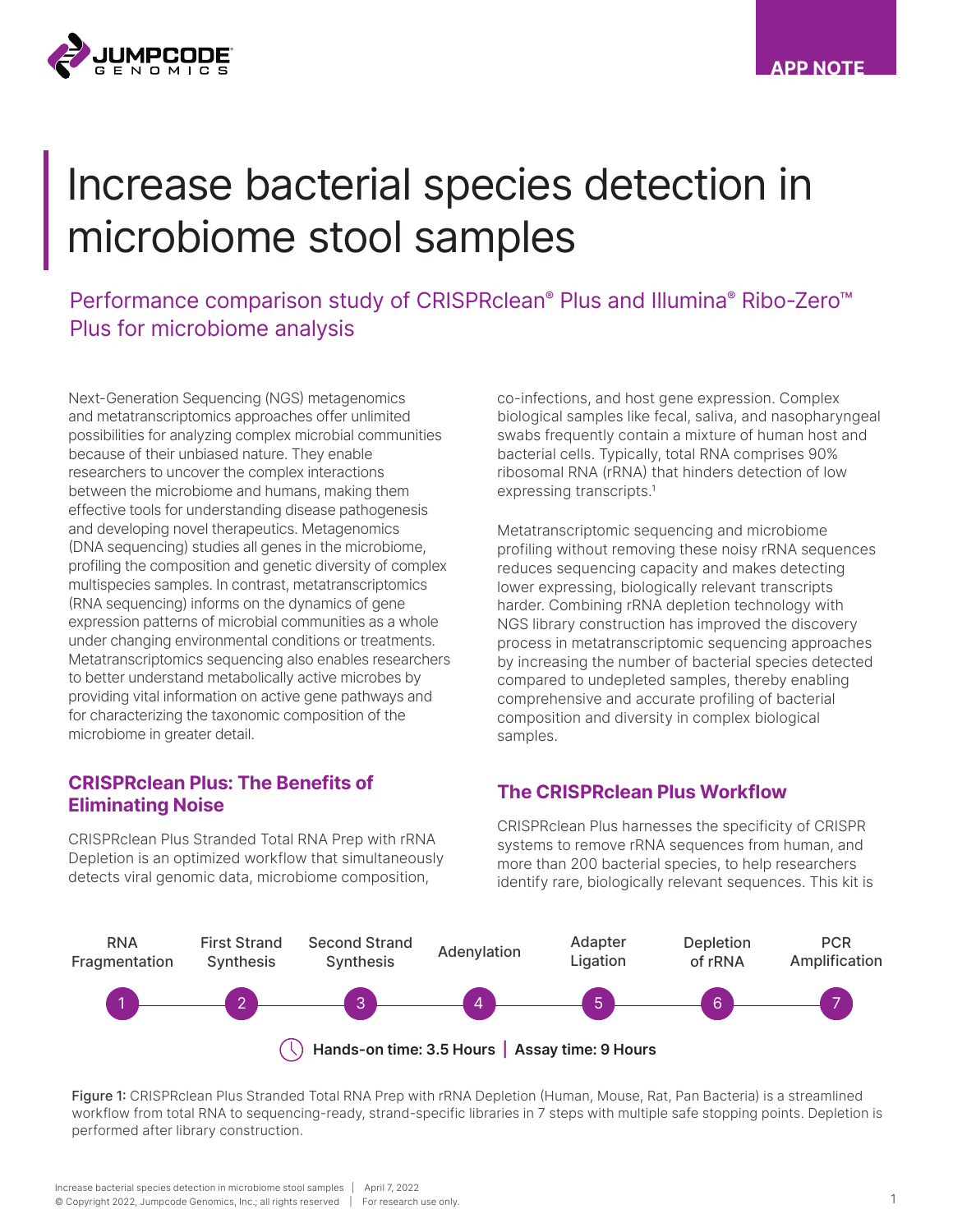APP NOTE

# Increase bacterial species detection in microbiome stool samples

## Performance comparison study of CRISPRclean® Plus and Illumina® Ribo-Zero™ Plus for microbiome analysis

Next-Generation Sequencing (NGS) metagenomics and metatranscriptomics approaches offer unlimited possibilities for analyzing complex microbial communities because of their unbiased nature. They enable researchers to uncover the complex interactions between the microbiome and humans, making them effective tools for understanding disease pathogenesis and developing novel therapeutics. Metagenomics (DNA sequencing) studies all genes in the microbiome, profiling the composition and genetic diversity of complex multispecies samples. In contrast, metatranscriptomics (RNA sequencing) informs on the dynamics of gene expression patterns of microbial communities as a whole under changing environmental conditions or treatments. Metatranscriptomics sequencing also enables researchers to better understand metabolically active microbes by providing vital information on active gene pathways and for characterizing the taxonomic composition of the microbiome in greater detail.

### CRISPRclean Plus: The Benefits of Eliminating Noise

CRISPRclean Plus Stranded Total RNA Prep with rRNA Depletion is an optimized workflow that simultaneously detects viral genomic data, microbiome composition, co-infections, and host gene expression. Complex biological samples like fecal, saliva, and nasopharyngeal swabs frequently contain a mixture of human host and bacterial cells. Typically, total RNA comprises 90% ribosomal RNA (rRNA) that hinders detection of low expressing transcripts.[1]

Metatranscriptomic sequencing and microbiome profiling without removing these noisy rRNA sequences reduces sequencing capacity and makes detecting lower expressing, biologically relevant transcripts harder. Combining rRNA depletion technology with NGS library construction has improved the discovery process in metatranscriptomic sequencing approaches by increasing the number of bacterial species detected compared to undepleted samples, thereby enabling comprehensive and accurate profiling of bacterial composition and diversity in complex biological samples.

### The CRISPRclean Plus Workflow

CRISPRclean Plus harnesses the specificity of CRISPR systems to remove rRNA sequences from human, and more than 200 bacterial species, to help researchers identify rare, biologically relevant sequences. This kit is

1. RNA Fragmentation
2. First Strand Synthesis
3. Second Strand Synthesis
4. Adenylation
5. Adapter Ligation
6. Depletion of rRNA
7. PCR Amplification

**Hands-on time: 3.5 Hours | Assay time: 9 Hours**

**Figure 1:** CRISPRclean Plus Stranded Total RNA Prep with rRNA Depletion (Human, Mouse, Rat, Pan Bacteria) is a streamlined workflow from total RNA to sequencing-ready, strand-specific libraries in 7 steps with multiple safe stopping points. Depletion is performed after library construction.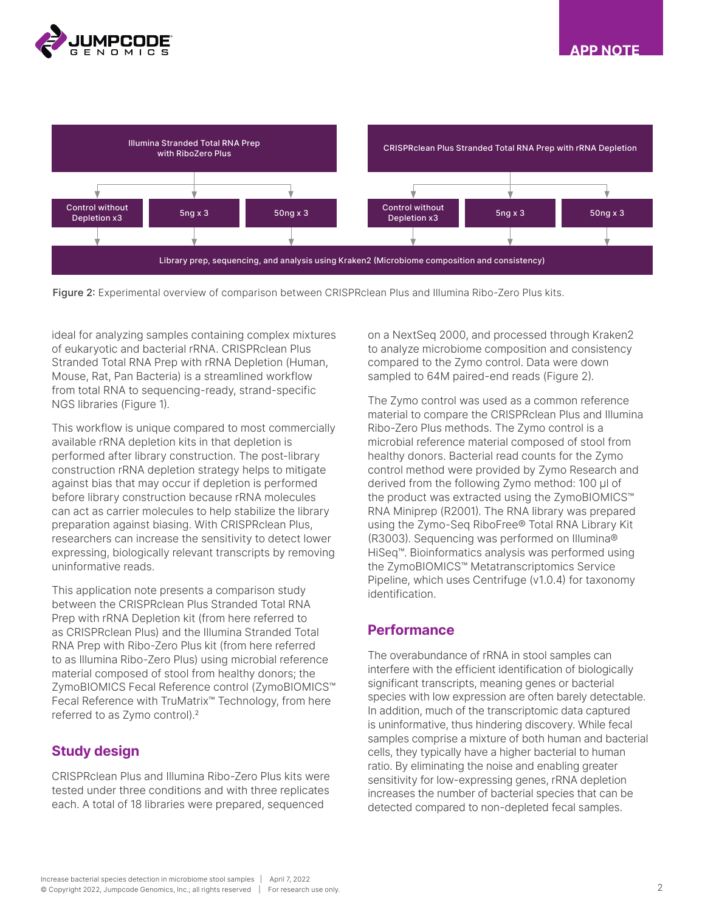Illumina Stranded Total RNA Prep with RiboZero Plus

- Control without Depletion x3
- 5ng x 3
- 50ng x 3

CRISPRclean Plus Stranded Total RNA Prep with rRNA Depletion

- Control without Depletion x3
- 5ng x 3
- 50ng x 3

Library prep, sequencing, and analysis using Kraken2 (Microbiome composition and consistency)

**Figure 2:** Experimental overview of comparison between CRISPRclean Plus and Illumina Ribo-Zero Plus kits.

ideal for analyzing samples containing complex mixtures of eukaryotic and bacterial rRNA. CRISPRclean Plus Stranded Total RNA Prep with rRNA Depletion (Human, Mouse, Rat, Pan Bacteria) is a streamlined workflow from total RNA to sequencing-ready, strand-specific NGS libraries (Figure 1).

This workflow is unique compared to most commercially available rRNA depletion kits in that depletion is performed after library construction. The post-library construction rRNA depletion strategy helps to mitigate against bias that may occur if depletion is performed before library construction because rRNA molecules can act as carrier molecules to help stabilize the library preparation against biasing. With CRISPRclean Plus, researchers can increase the sensitivity to detect lower expressing, biologically relevant transcripts by removing uninformative reads.

This application note presents a comparison study between the CRISPRclean Plus Stranded Total RNA Prep with rRNA Depletion kit (from here referred to as CRISPRclean Plus) and the Illumina Stranded Total RNA Prep with Ribo-Zero Plus kit (from here referred to as Illumina Ribo-Zero Plus) using microbial reference material composed of stool from healthy donors; the ZymoBIOMICS Fecal Reference control (ZymoBIOMICS™ Fecal Reference with TruMatrix™ Technology, from here referred to as Zymo control).[2]

## Study design

CRISPRclean Plus and Illumina Ribo-Zero Plus kits were tested under three conditions and with three replicates each. A total of 18 libraries were prepared, sequenced on a NextSeq 2000, and processed through Kraken2 to analyze microbiome composition and consistency compared to the Zymo control. Data were down sampled to 64M paired-end reads (Figure 2).

The Zymo control was used as a common reference material to compare the CRISPRclean Plus and Illumina Ribo-Zero Plus methods. The Zymo control is a microbial reference material composed of stool from healthy donors. Bacterial read counts for the Zymo control method were provided by Zymo Research and derived from the following Zymo method: 100 µl of the product was extracted using the ZymoBIOMICS™ RNA Miniprep (R2001). The RNA library was prepared using the Zymo-Seq RiboFree® Total RNA Library Kit (R3003). Sequencing was performed on Illumina® HiSeq™. Bioinformatics analysis was performed using the ZymoBIOMICS™ Metatranscriptomics Service Pipeline, which uses Centrifuge (v1.0.4) for taxonomy identification.

## Performance

The overabundance of rRNA in stool samples can interfere with the efficient identification of biologically significant transcripts, meaning genes or bacterial species with low expression are often barely detectable. In addition, much of the transcriptomic data captured is uninformative, thus hindering discovery. While fecal samples comprise a mixture of both human and bacterial cells, they typically have a higher bacterial to human ratio. By eliminating the noise and enabling greater sensitivity for low-expressing genes, rRNA depletion increases the number of bacterial species that can be detected compared to non-depleted fecal samples.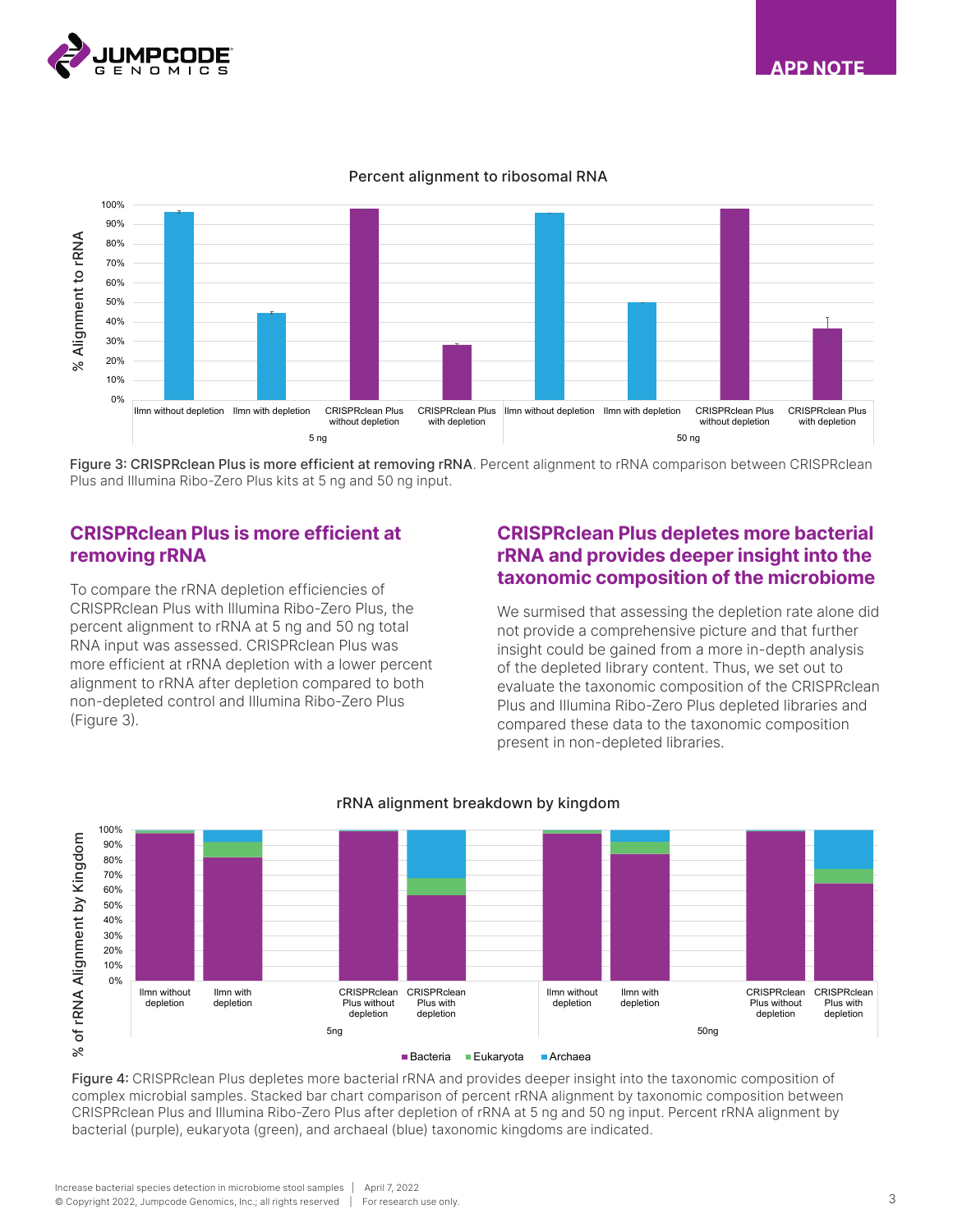Figure 3: CRISPRclean Plus is more efficient at removing rRNA. Percent alignment to rRNA comparison between CRISPRclean Plus and Illumina Ribo-Zero Plus kits at 5 ng and 50 ng input.

## CRISPRclean Plus is more efficient at removing rRNA

To compare the rRNA depletion efficiencies of CRISPRclean Plus with Illumina Ribo-Zero Plus, the percent alignment to rRNA at 5 ng and 50 ng total RNA input was assessed. CRISPRclean Plus was more efficient at rRNA depletion with a lower percent alignment to rRNA after depletion compared to both non-depleted control and Illumina Ribo-Zero Plus (Figure 3).

## CRISPRclean Plus depletes more bacterial rRNA and provides deeper insight into the taxonomic composition of the microbiome

We surmised that assessing the depletion rate alone did not provide a comprehensive picture and that further insight could be gained from a more in-depth analysis of the depleted library content. Thus, we set out to evaluate the taxonomic composition of the CRISPRclean Plus and Illumina Ribo-Zero Plus depleted libraries and compared these data to the taxonomic composition present in non-depleted libraries.

Figure 4: CRISPRclean Plus depletes more bacterial rRNA and provides deeper insight into the taxonomic composition of complex microbial samples. Stacked bar chart comparison of percent rRNA alignment by taxonomic composition between CRISPRclean Plus and Illumina Ribo-Zero Plus after depletion of rRNA at 5 ng and 50 ng input. Percent rRNA alignment by bacterial (purple), eukaryota (green), and archaeal (blue) taxonomic kingdoms are indicated.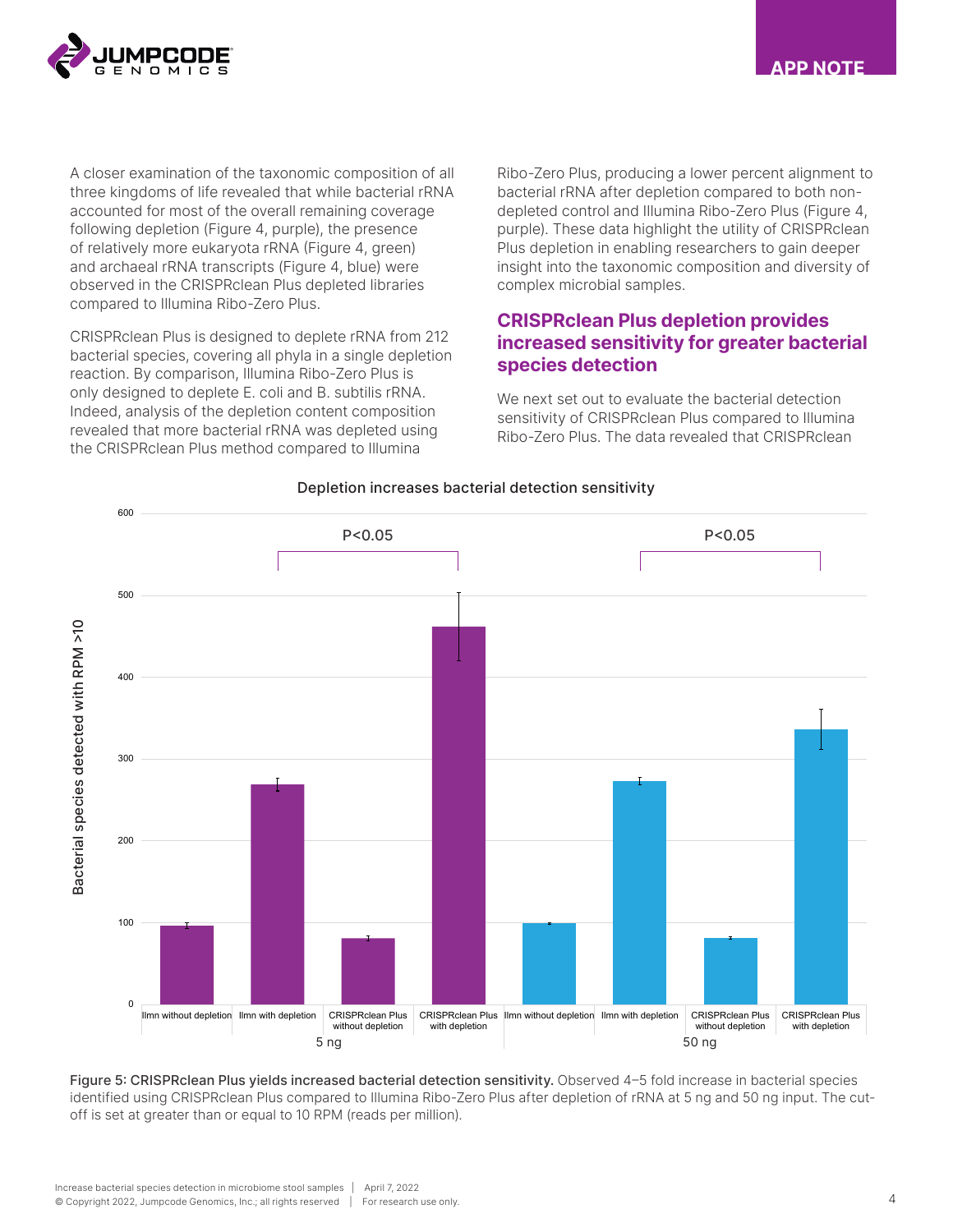A closer examination of the taxonomic composition of all three kingdoms of life revealed that while bacterial rRNA accounted for most of the overall remaining coverage following depletion (Figure 4, purple), the presence of relatively more eukaryota rRNA (Figure 4, green) and archaeal rRNA transcripts (Figure 4, blue) were observed in the CRISPRclean Plus depleted libraries compared to Illumina Ribo-Zero Plus.

CRISPRclean Plus is designed to deplete rRNA from 212 bacterial species, covering all phyla in a single depletion reaction. By comparison, Illumina Ribo-Zero Plus is only designed to deplete E. coli and B. subtilis rRNA. Indeed, analysis of the depletion content composition revealed that more bacterial rRNA was depleted using the CRISPRclean Plus method compared to Illumina Ribo-Zero Plus, producing a lower percent alignment to bacterial rRNA after depletion compared to both non-depleted control and Illumina Ribo-Zero Plus (Figure 4, purple). These data highlight the utility of CRISPRclean Plus depletion in enabling researchers to gain deeper insight into the taxonomic composition and diversity of complex microbial samples.

## CRISPRclean Plus depletion provides increased sensitivity for greater bacterial species detection

We next set out to evaluate the bacterial detection sensitivity of CRISPRclean Plus compared to Illumina Ribo-Zero Plus. The data revealed that CRISPRclean

**Figure 5: CRISPRclean Plus yields increased bacterial detection sensitivity.** Observed 4–5 fold increase in bacterial species identified using CRISPRclean Plus compared to Illumina Ribo-Zero Plus after depletion of rRNA at 5 ng and 50 ng input. The cut-off is set at greater than or equal to 10 RPM (reads per million).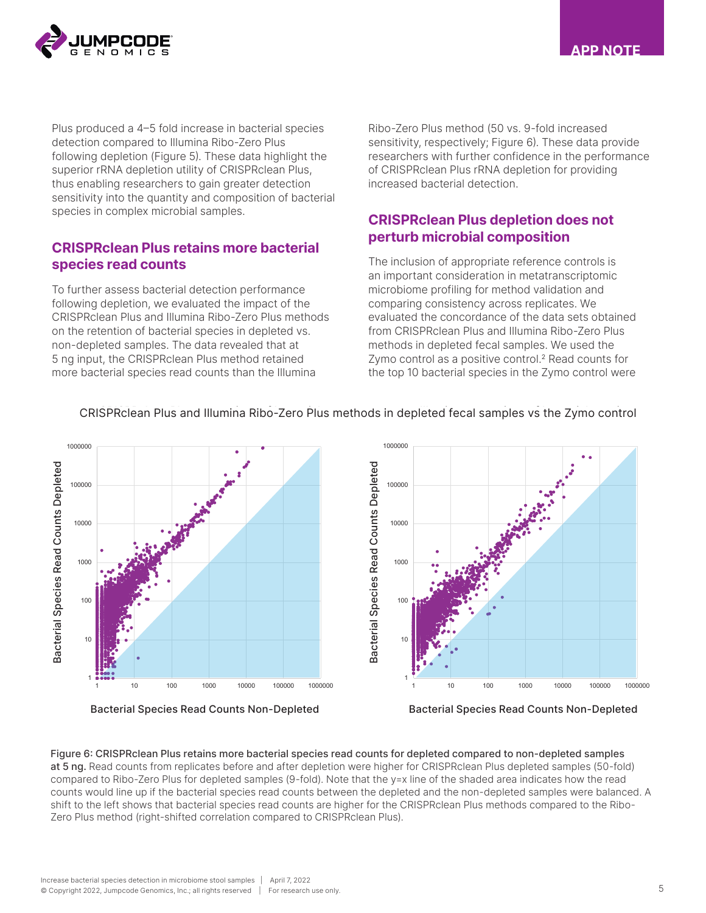Plus produced a 4–5 fold increase in bacterial species detection compared to Illumina Ribo-Zero Plus following depletion (Figure 5). These data highlight the superior rRNA depletion utility of CRISPRclean Plus, thus enabling researchers to gain greater detection sensitivity into the quantity and composition of bacterial species in complex microbial samples.

## CRISPRclean Plus retains more bacterial species read counts

To further assess bacterial detection performance following depletion, we evaluated the impact of the CRISPRclean Plus and Illumina Ribo-Zero Plus methods on the retention of bacterial species in depleted vs. non-depleted samples. The data revealed that at 5 ng input, the CRISPRclean Plus method retained more bacterial species read counts than the Illumina Ribo-Zero Plus method (50 vs. 9-fold increased sensitivity, respectively; Figure 6). These data provide researchers with further confidence in the performance of CRISPRclean Plus rRNA depletion for providing increased bacterial detection.

## CRISPRclean Plus depletion does not perturb microbial composition

The inclusion of appropriate reference controls is an important consideration in metatranscriptomic microbiome profiling for method validation and comparing consistency across replicates. We evaluated the concordance of the data sets obtained from CRISPRclean Plus and Illumina Ribo-Zero Plus methods in depleted fecal samples. We used the Zymo control as a positive control.[2] Read counts for the top 10 bacterial species in the Zymo control were

CRISPRclean Plus and Illumina Ribo-Zero Plus methods in depleted fecal samples vs the Zymo control

**Figure 6: CRISPRclean Plus retains more bacterial species read counts for depleted compared to non-depleted samples at 5 ng.** Read counts from replicates before and after depletion were higher for CRISPRclean Plus depleted samples (50-fold) compared to Ribo-Zero Plus for depleted samples (9-fold). Note that the y=x line of the shaded area indicates how the read counts would line up if the bacterial species read counts between the depleted and the non-depleted samples were balanced. A shift to the left shows that bacterial species read counts are higher for the CRISPRclean Plus methods compared to the Ribo-Zero Plus method (right-shifted correlation compared to CRISPRclean Plus).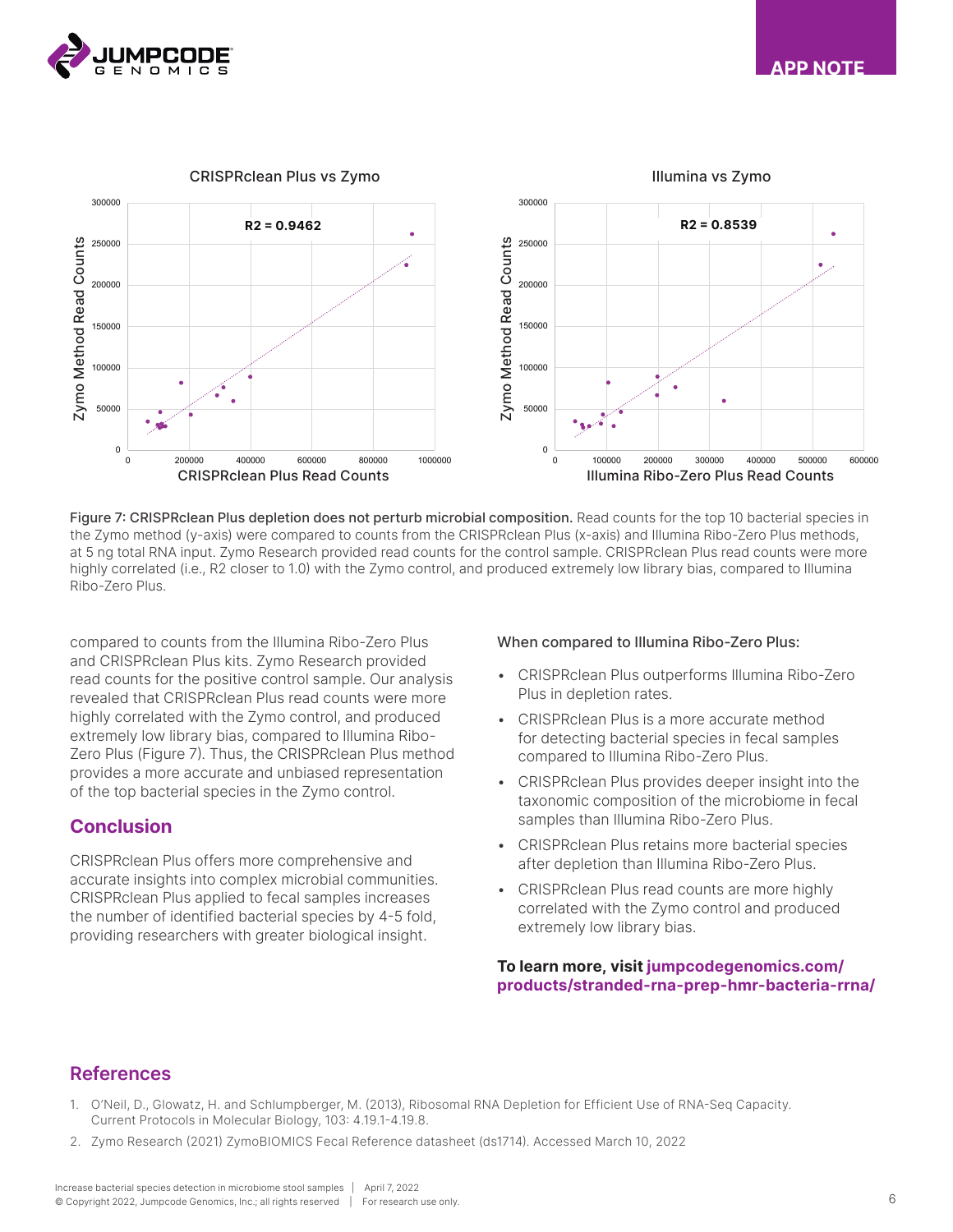CRISPRclean Plus vs Zymo

R2 = 0.9462

Zymo Method Read Counts

300000
250000
200000
150000
100000
50000
0

0
200000
400000
600000
800000
1000000

CRISPRclean Plus Read Counts

Illumina vs Zymo

R2 = 0.8539

Zymo Method Read Counts

300000
250000
200000
150000
100000
50000
0

0
100000
200000
300000
400000
500000
600000

Illumina Ribo-Zero Plus Read Counts

Figure 7: CRISPRclean Plus depletion does not perturb microbial composition. Read counts for the top 10 bacterial species in the Zymo method (y-axis) were compared to counts from the CRISPRclean Plus (x-axis) and Illumina Ribo-Zero Plus methods, at 5 ng total RNA input. Zymo Research provided read counts for the control sample. CRISPRclean Plus read counts were more highly correlated (i.e., R2 closer to 1.0) with the Zymo control, and produced extremely low library bias, compared to Illumina Ribo-Zero Plus.

compared to counts from the Illumina Ribo-Zero Plus and CRISPRclean Plus kits. Zymo Research provided read counts for the positive control sample. Our analysis revealed that CRISPRclean Plus read counts were more highly correlated with the Zymo control, and produced extremely low library bias, compared to Illumina Ribo-Zero Plus (Figure 7). Thus, the CRISPRclean Plus method provides a more accurate and unbiased representation of the top bacterial species in the Zymo control.

## Conclusion

CRISPRclean Plus offers more comprehensive and accurate insights into complex microbial communities. CRISPRclean Plus applied to fecal samples increases the number of identified bacterial species by 4-5 fold, providing researchers with greater biological insight.

When compared to Illumina Ribo-Zero Plus:

- CRISPRclean Plus outperforms Illumina Ribo-Zero Plus in depletion rates.
- CRISPRclean Plus is a more accurate method for detecting bacterial species in fecal samples compared to Illumina Ribo-Zero Plus.
- CRISPRclean Plus provides deeper insight into the taxonomic composition of the microbiome in fecal samples than Illumina Ribo-Zero Plus.
- CRISPRclean Plus retains more bacterial species after depletion than Illumina Ribo-Zero Plus.
- CRISPRclean Plus read counts are more highly correlated with the Zymo control and produced extremely low library bias.

**To learn more, visit jumpcodegenomics.com/products/stranded-rna-prep-hmr-bacteria-rrna/**

## References

1. O'Neil, D., Glowatz, H. and Schlumpberger, M. (2013), Ribosomal RNA Depletion for Efficient Use of RNA-Seq Capacity. Current Protocols in Molecular Biology, 103: 4.19.1-4.19.8.
2. Zymo Research (2021) ZymoBIOMICS Fecal Reference datasheet (ds1714). Accessed March 10, 2022